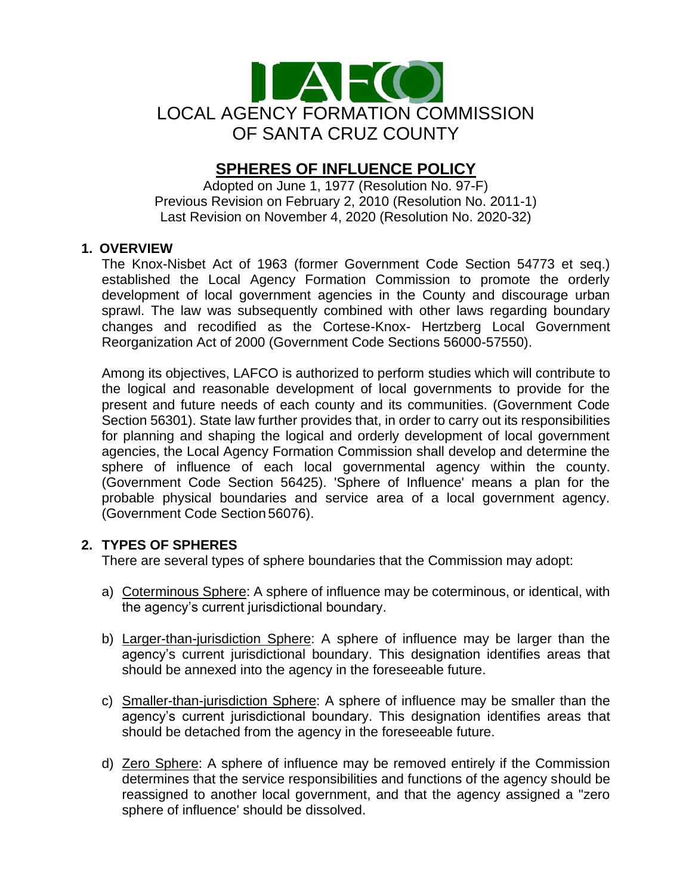LAFCO

LOCAL AGENCY FORMATION COMMISSION
OF SANTA CRUZ COUNTY

# SPHERES OF INFLUENCE POLICY

Adopted on June 1, 1977 (Resolution No. 97-F)
Previous Revision on February 2, 2010 (Resolution No. 2011-1)
Last Revision on November 4, 2020 (Resolution No. 2020-32)

## 1. OVERVIEW

The Knox-Nisbet Act of 1963 (former Government Code Section 54773 et seq.) established the Local Agency Formation Commission to promote the orderly development of local government agencies in the County and discourage urban sprawl. The law was subsequently combined with other laws regarding boundary changes and recodified as the Cortese-Knox- Hertzberg Local Government Reorganization Act of 2000 (Government Code Sections 56000-57550).

Among its objectives, LAFCO is authorized to perform studies which will contribute to the logical and reasonable development of local governments to provide for the present and future needs of each county and its communities. (Government Code Section 56301). State law further provides that, in order to carry out its responsibilities for planning and shaping the logical and orderly development of local government agencies, the Local Agency Formation Commission shall develop and determine the sphere of influence of each local governmental agency within the county. (Government Code Section 56425). 'Sphere of Influence' means a plan for the probable physical boundaries and service area of a local government agency. (Government Code Section 56076).

## 2. TYPES OF SPHERES

There are several types of sphere boundaries that the Commission may adopt:

a) <u>Coterminous Sphere</u>: A sphere of influence may be coterminous, or identical, with the agency's current jurisdictional boundary.

b) <u>Larger-than-jurisdiction Sphere</u>: A sphere of influence may be larger than the agency's current jurisdictional boundary. This designation identifies areas that should be annexed into the agency in the foreseeable future.

c) <u>Smaller-than-jurisdiction Sphere</u>: A sphere of influence may be smaller than the agency's current jurisdictional boundary. This designation identifies areas that should be detached from the agency in the foreseeable future.

d) <u>Zero Sphere</u>: A sphere of influence may be removed entirely if the Commission determines that the service responsibilities and functions of the agency should be reassigned to another local government, and that the agency assigned a "zero sphere of influence' should be dissolved.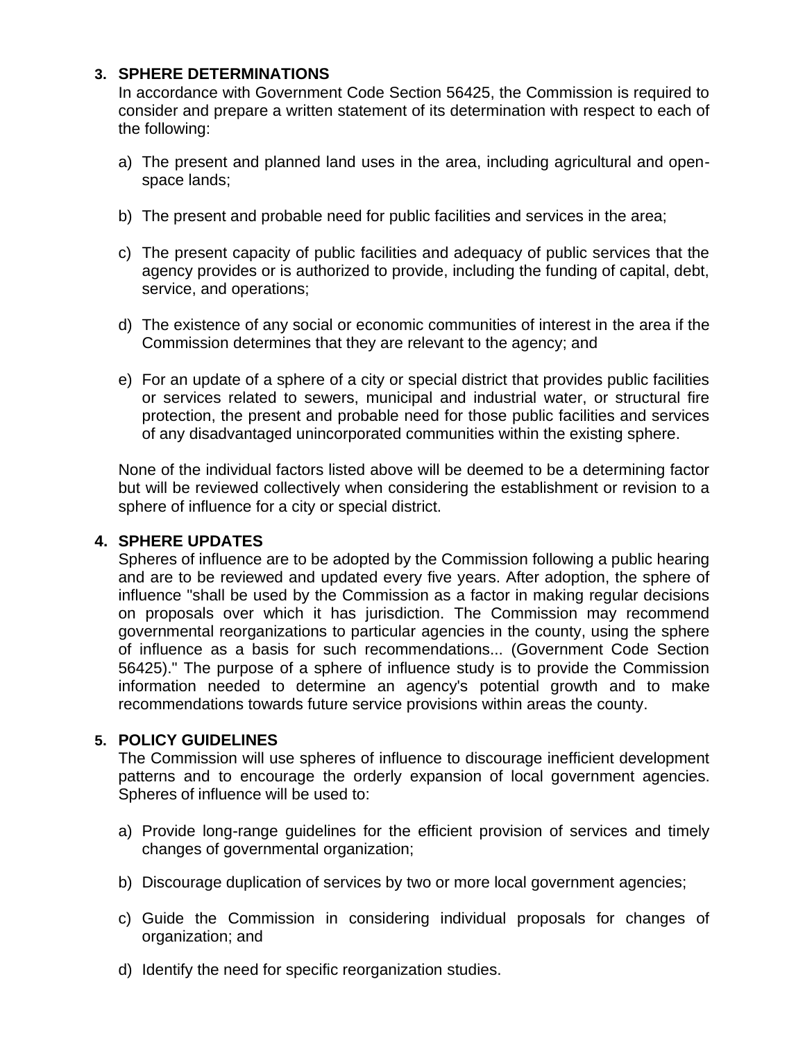## 3. SPHERE DETERMINATIONS

In accordance with Government Code Section 56425, the Commission is required to consider and prepare a written statement of its determination with respect to each of the following:

a) The present and planned land uses in the area, including agricultural and open-space lands;

b) The present and probable need for public facilities and services in the area;

c) The present capacity of public facilities and adequacy of public services that the agency provides or is authorized to provide, including the funding of capital, debt, service, and operations;

d) The existence of any social or economic communities of interest in the area if the Commission determines that they are relevant to the agency; and

e) For an update of a sphere of a city or special district that provides public facilities or services related to sewers, municipal and industrial water, or structural fire protection, the present and probable need for those public facilities and services of any disadvantaged unincorporated communities within the existing sphere.

None of the individual factors listed above will be deemed to be a determining factor but will be reviewed collectively when considering the establishment or revision to a sphere of influence for a city or special district.

## 4. SPHERE UPDATES

Spheres of influence are to be adopted by the Commission following a public hearing and are to be reviewed and updated every five years. After adoption, the sphere of influence "shall be used by the Commission as a factor in making regular decisions on proposals over which it has jurisdiction. The Commission may recommend governmental reorganizations to particular agencies in the county, using the sphere of influence as a basis for such recommendations... (Government Code Section 56425)." The purpose of a sphere of influence study is to provide the Commission information needed to determine an agency's potential growth and to make recommendations towards future service provisions within areas the county.

## 5. POLICY GUIDELINES

The Commission will use spheres of influence to discourage inefficient development patterns and to encourage the orderly expansion of local government agencies. Spheres of influence will be used to:

a) Provide long-range guidelines for the efficient provision of services and timely changes of governmental organization;

b) Discourage duplication of services by two or more local government agencies;

c) Guide the Commission in considering individual proposals for changes of organization; and

d) Identify the need for specific reorganization studies.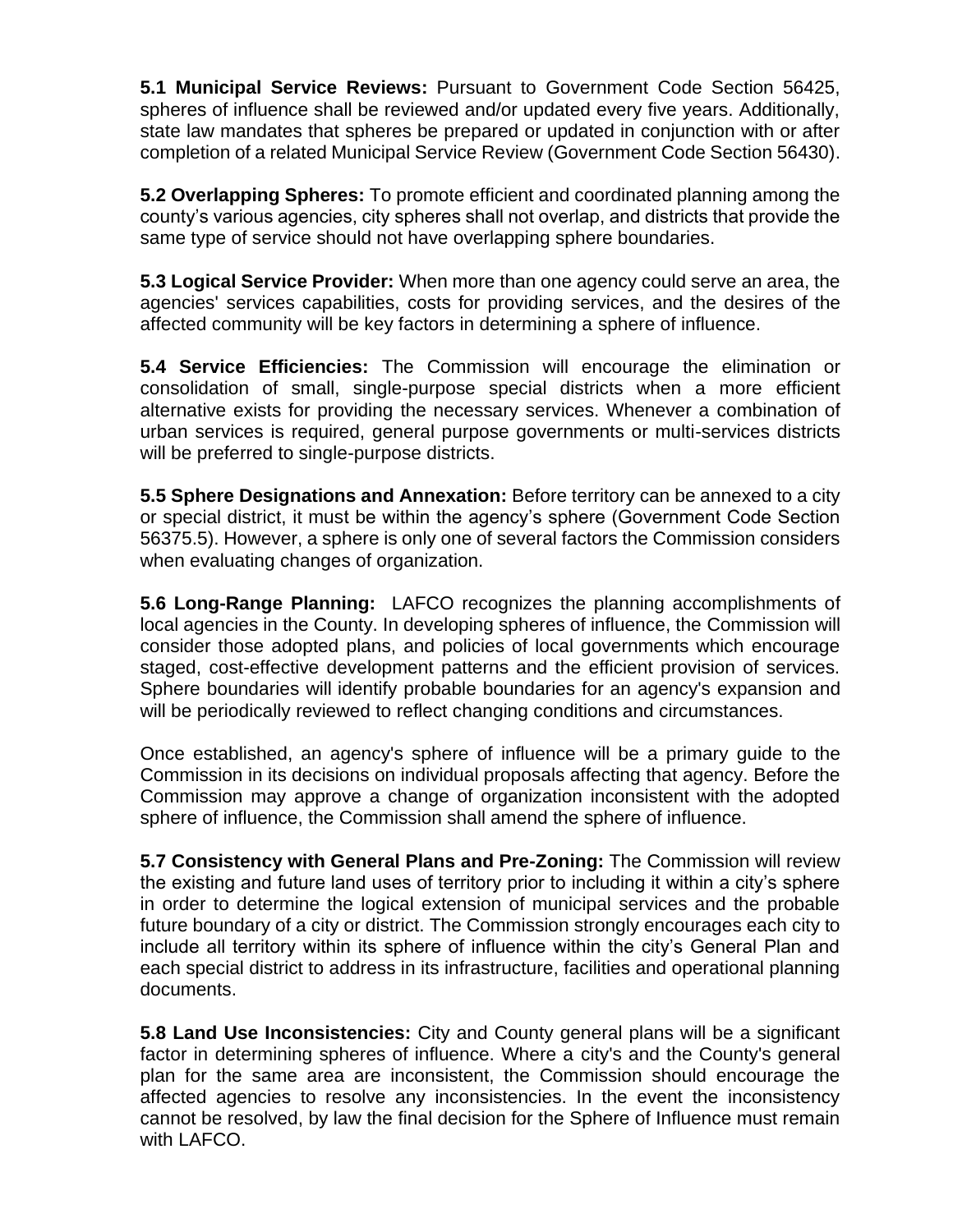**5.1 Municipal Service Reviews:** Pursuant to Government Code Section 56425, spheres of influence shall be reviewed and/or updated every five years. Additionally, state law mandates that spheres be prepared or updated in conjunction with or after completion of a related Municipal Service Review (Government Code Section 56430).

**5.2 Overlapping Spheres:** To promote efficient and coordinated planning among the county's various agencies, city spheres shall not overlap, and districts that provide the same type of service should not have overlapping sphere boundaries.

**5.3 Logical Service Provider:** When more than one agency could serve an area, the agencies' services capabilities, costs for providing services, and the desires of the affected community will be key factors in determining a sphere of influence.

**5.4 Service Efficiencies:** The Commission will encourage the elimination or consolidation of small, single-purpose special districts when a more efficient alternative exists for providing the necessary services. Whenever a combination of urban services is required, general purpose governments or multi-services districts will be preferred to single-purpose districts.

**5.5 Sphere Designations and Annexation:** Before territory can be annexed to a city or special district, it must be within the agency's sphere (Government Code Section 56375.5). However, a sphere is only one of several factors the Commission considers when evaluating changes of organization.

**5.6 Long-Range Planning:** LAFCO recognizes the planning accomplishments of local agencies in the County. In developing spheres of influence, the Commission will consider those adopted plans, and policies of local governments which encourage staged, cost-effective development patterns and the efficient provision of services. Sphere boundaries will identify probable boundaries for an agency's expansion and will be periodically reviewed to reflect changing conditions and circumstances.

Once established, an agency's sphere of influence will be a primary guide to the Commission in its decisions on individual proposals affecting that agency. Before the Commission may approve a change of organization inconsistent with the adopted sphere of influence, the Commission shall amend the sphere of influence.

**5.7 Consistency with General Plans and Pre-Zoning:** The Commission will review the existing and future land uses of territory prior to including it within a city's sphere in order to determine the logical extension of municipal services and the probable future boundary of a city or district. The Commission strongly encourages each city to include all territory within its sphere of influence within the city's General Plan and each special district to address in its infrastructure, facilities and operational planning documents.

**5.8 Land Use Inconsistencies:** City and County general plans will be a significant factor in determining spheres of influence. Where a city's and the County's general plan for the same area are inconsistent, the Commission should encourage the affected agencies to resolve any inconsistencies. In the event the inconsistency cannot be resolved, by law the final decision for the Sphere of Influence must remain with LAFCO.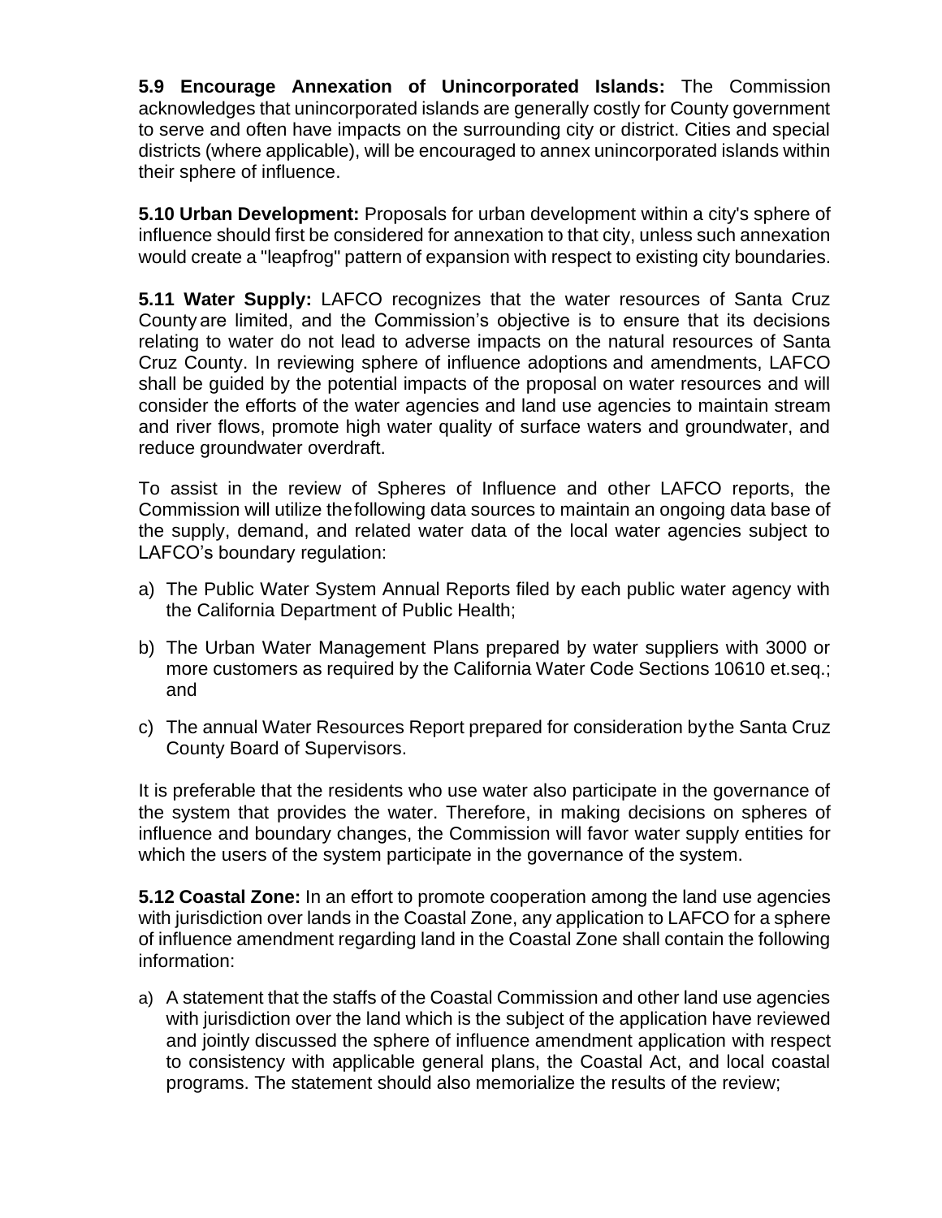**5.9 Encourage Annexation of Unincorporated Islands:** The Commission acknowledges that unincorporated islands are generally costly for County government to serve and often have impacts on the surrounding city or district. Cities and special districts (where applicable), will be encouraged to annex unincorporated islands within their sphere of influence.

**5.10 Urban Development:** Proposals for urban development within a city's sphere of influence should first be considered for annexation to that city, unless such annexation would create a "leapfrog" pattern of expansion with respect to existing city boundaries.

**5.11 Water Supply:** LAFCO recognizes that the water resources of Santa Cruz County are limited, and the Commission's objective is to ensure that its decisions relating to water do not lead to adverse impacts on the natural resources of Santa Cruz County. In reviewing sphere of influence adoptions and amendments, LAFCO shall be guided by the potential impacts of the proposal on water resources and will consider the efforts of the water agencies and land use agencies to maintain stream and river flows, promote high water quality of surface waters and groundwater, and reduce groundwater overdraft.

To assist in the review of Spheres of Influence and other LAFCO reports, the Commission will utilize the following data sources to maintain an ongoing data base of the supply, demand, and related water data of the local water agencies subject to LAFCO's boundary regulation:

a) The Public Water System Annual Reports filed by each public water agency with the California Department of Public Health;

b) The Urban Water Management Plans prepared by water suppliers with 3000 or more customers as required by the California Water Code Sections 10610 et.seq.; and

c) The annual Water Resources Report prepared for consideration by the Santa Cruz County Board of Supervisors.

It is preferable that the residents who use water also participate in the governance of the system that provides the water. Therefore, in making decisions on spheres of influence and boundary changes, the Commission will favor water supply entities for which the users of the system participate in the governance of the system.

**5.12 Coastal Zone:** In an effort to promote cooperation among the land use agencies with jurisdiction over lands in the Coastal Zone, any application to LAFCO for a sphere of influence amendment regarding land in the Coastal Zone shall contain the following information:

a) A statement that the staffs of the Coastal Commission and other land use agencies with jurisdiction over the land which is the subject of the application have reviewed and jointly discussed the sphere of influence amendment application with respect to consistency with applicable general plans, the Coastal Act, and local coastal programs. The statement should also memorialize the results of the review;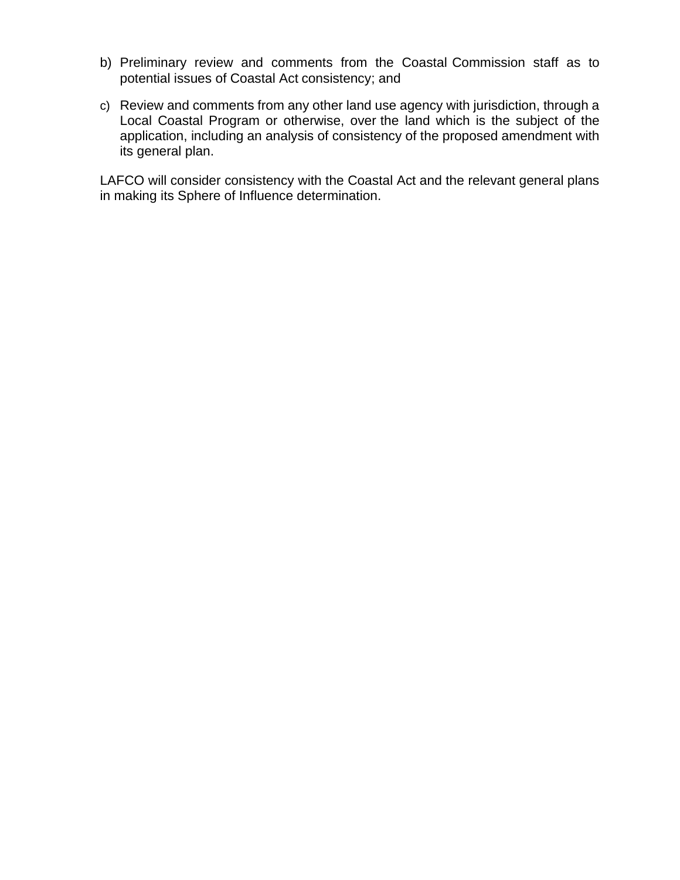b) Preliminary review and comments from the Coastal Commission staff as to potential issues of Coastal Act consistency; and

c) Review and comments from any other land use agency with jurisdiction, through a Local Coastal Program or otherwise, over the land which is the subject of the application, including an analysis of consistency of the proposed amendment with its general plan.

LAFCO will consider consistency with the Coastal Act and the relevant general plans in making its Sphere of Influence determination.